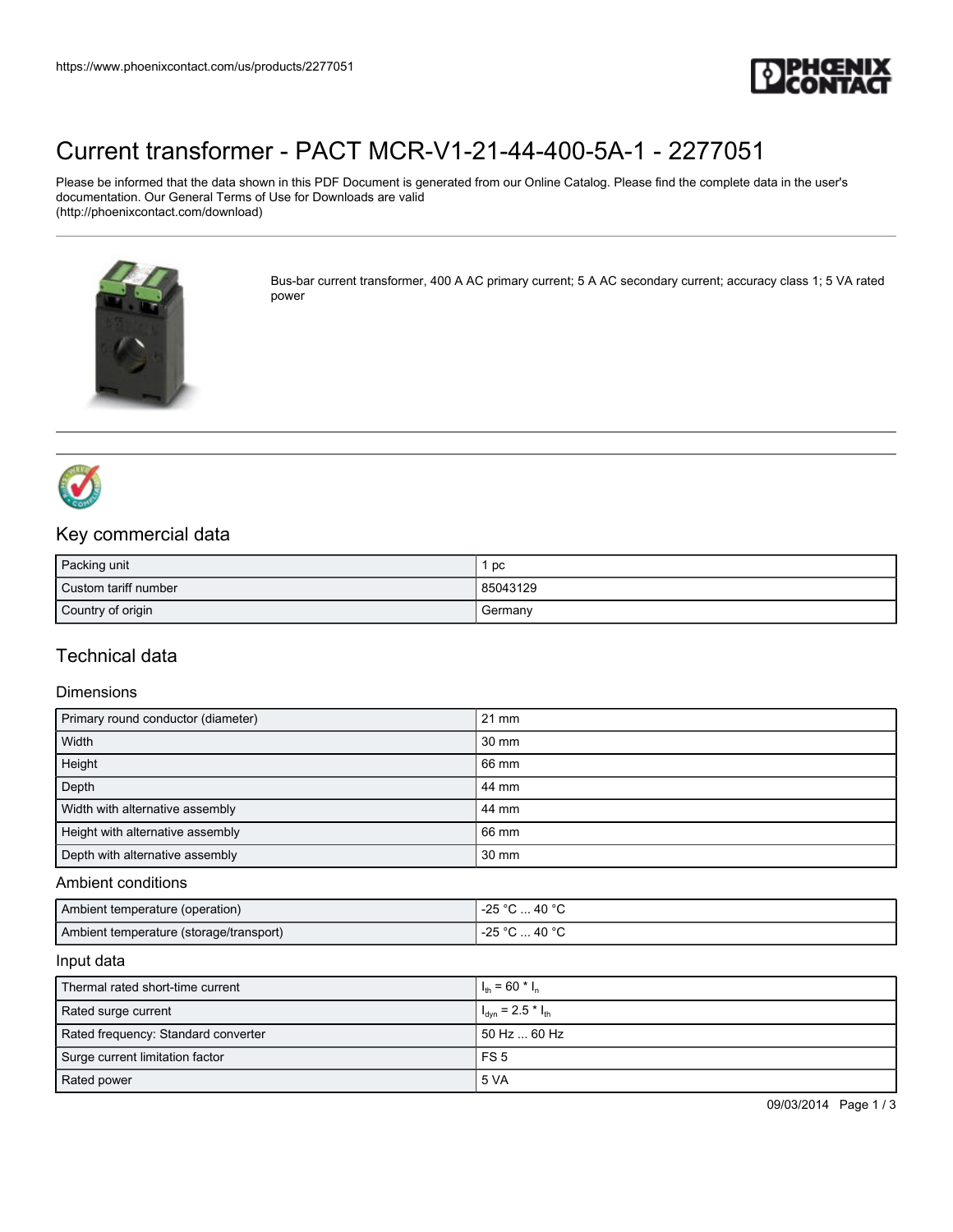# Current transformer - PACT MCR-V1-21-44-400-5A-1 - 2277051

Please be informed that the data shown in this PDF Document is generated from our Online Catalog. Please find the complete data in the user's documentation. Our General Terms of Use for Downloads are valid (http://phoenixcontact.com/download)

Bus-bar current transformer, 400 A AC primary current; 5 A AC secondary current; accuracy class 1; 5 VA rated power

## Key commercial data

| Packing unit | 1 pc |
|---|---|
| Custom tariff number | 85043129 |
| Country of origin | Germany |

## Technical data

### Dimensions

| Primary round conductor (diameter) | 21 mm |
|---|---|
| Width | 30 mm |
| Height | 66 mm |
| Depth | 44 mm |
| Width with alternative assembly | 44 mm |
| Height with alternative assembly | 66 mm |
| Depth with alternative assembly | 30 mm |

### Ambient conditions

| Ambient temperature (operation) | -25 °C ... 40 °C |
|---|---|
| Ambient temperature (storage/transport) | -25 °C ... 40 °C |

### Input data

| Thermal rated short-time current | $I_{th} = 60 * I_n$ |
|---|---|
| Rated surge current | $I_{dyn} = 2.5 * I_{th}$ |
| Rated frequency: Standard converter | 50 Hz ... 60 Hz |
| Surge current limitation factor | FS 5 |
| Rated power | 5 VA |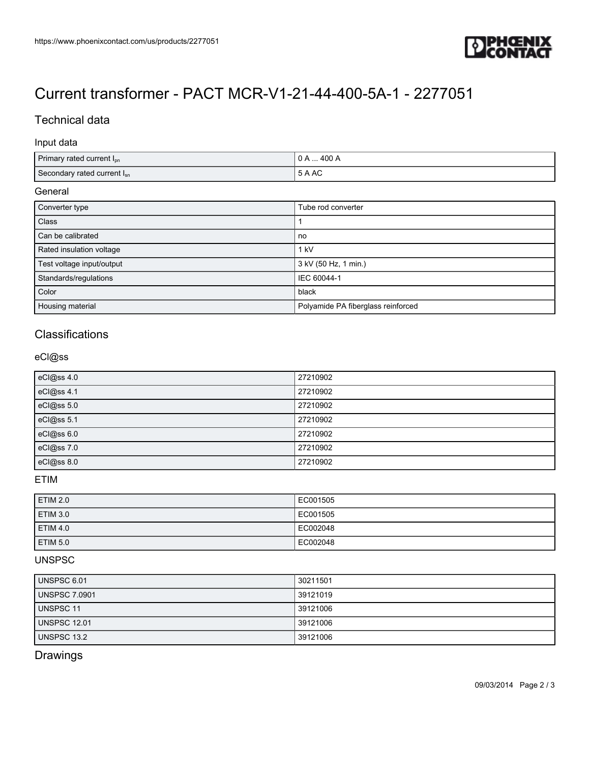# Current transformer - PACT MCR-V1-21-44-400-5A-1 - 2277051

## Technical data

### Input data

| | |
|---|---|
| Primary rated current $I_{pn}$ | 0 A ... 400 A |
| Secondary rated current $I_{sn}$ | 5 A AC |

### General

| | |
|---|---|
| Converter type | Tube rod converter |
| Class | 1 |
| Can be calibrated | no |
| Rated insulation voltage | 1 kV |
| Test voltage input/output | 3 kV (50 Hz, 1 min.) |
| Standards/regulations | IEC 60044-1 |
| Color | black |
| Housing material | Polyamide PA fiberglass reinforced |

## Classifications

### eCl@ss

| | |
|---|---|
| eCl@ss 4.0 | 27210902 |
| eCl@ss 4.1 | 27210902 |
| eCl@ss 5.0 | 27210902 |
| eCl@ss 5.1 | 27210902 |
| eCl@ss 6.0 | 27210902 |
| eCl@ss 7.0 | 27210902 |
| eCl@ss 8.0 | 27210902 |

### ETIM

| | |
|---|---|
| ETIM 2.0 | EC001505 |
| ETIM 3.0 | EC001505 |
| ETIM 4.0 | EC002048 |
| ETIM 5.0 | EC002048 |

### UNSPSC

| | |
|---|---|
| UNSPSC 6.01 | 30211501 |
| UNSPSC 7.0901 | 39121019 |
| UNSPSC 11 | 39121006 |
| UNSPSC 12.01 | 39121006 |
| UNSPSC 13.2 | 39121006 |

## Drawings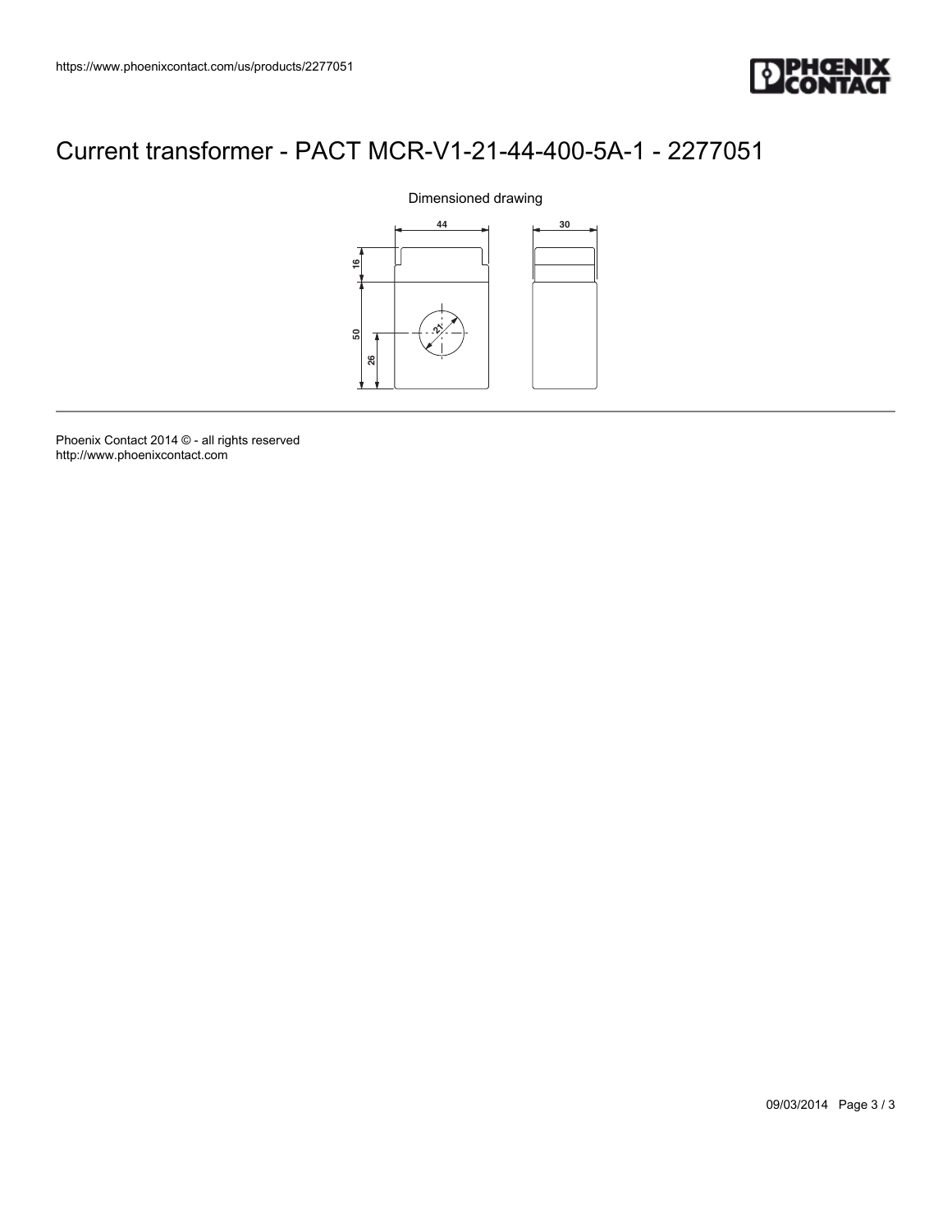# Current transformer - PACT MCR-V1-21-44-400-5A-1 - 2277051

Dimensioned drawing

44

30

16

50

26

21

Phoenix Contact 2014 © - all rights reserved
http://www.phoenixcontact.com